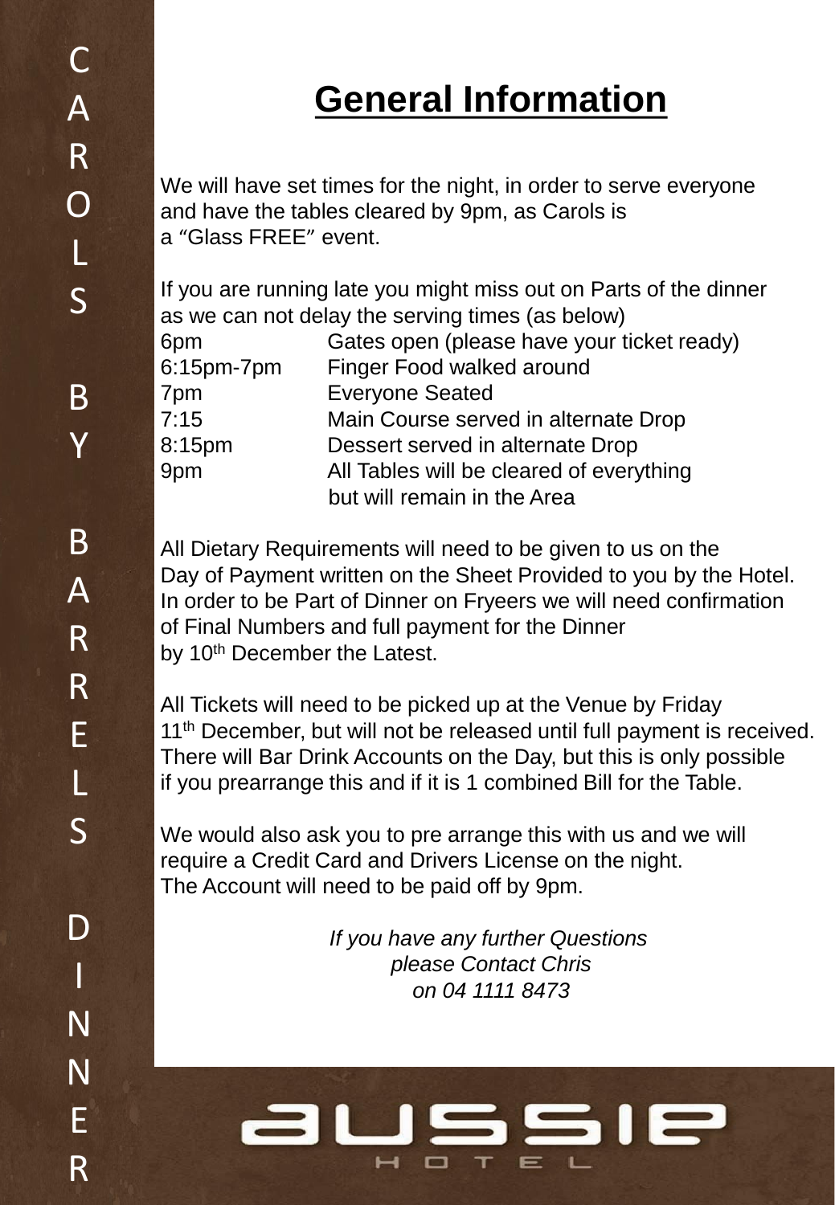CAROLS BY BARRELS DINNER

# General Information

We will have set times for the night, in order to serve everyone and have the tables cleared by 9pm, as Carols is a "Glass FREE" event.

If you are running late you might miss out on Parts of the dinner as we can not delay the serving times (as below)

| | |
|---|---|
| 6pm | Gates open (please have your ticket ready) |
| 6:15pm-7pm | Finger Food walked around |
| 7pm | Everyone Seated |
| 7:15 | Main Course served in alternate Drop |
| 8:15pm | Dessert served in alternate Drop |
| 9pm | All Tables will be cleared of everything but will remain in the Area |

All Dietary Requirements will need to be given to us on the Day of Payment written on the Sheet Provided to you by the Hotel. In order to be Part of Dinner on Fryeers we will need confirmation of Final Numbers and full payment for the Dinner by 10th December the Latest.

All Tickets will need to be picked up at the Venue by Friday 11th December, but will not be released until full payment is received. There will Bar Drink Accounts on the Day, but this is only possible if you prearrange this and if it is 1 combined Bill for the Table.

We would also ask you to pre arrange this with us and we will require a Credit Card and Drivers License on the night. The Account will need to be paid off by 9pm.

*If you have any further Questions please Contact Chris on 04 1111 8473*

aussie HOTEL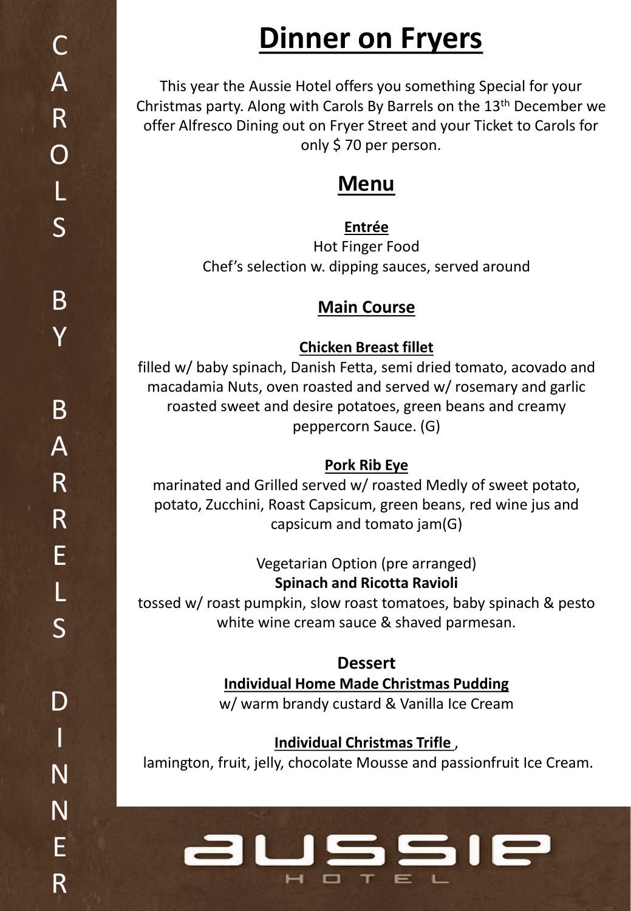CAROLS BY BARRELS DINNER

# Dinner on Fryers

This year the Aussie Hotel offers you something Special for your Christmas party. Along with Carols By Barrels on the 13th December we offer Alfresco Dining out on Fryer Street and your Ticket to Carols for only $ 70 per person.

## Menu

### Entrée

Hot Finger Food
Chef's selection w. dipping sauces, served around

### Main Course

**Chicken Breast fillet**

filled w/ baby spinach, Danish Fetta, semi dried tomato, acovado and macadamia Nuts, oven roasted and served w/ rosemary and garlic roasted sweet and desire potatoes, green beans and creamy peppercorn Sauce. (G)

**Pork Rib Eye**

marinated and Grilled served w/ roasted Medly of sweet potato, potato, Zucchini, Roast Capsicum, green beans, red wine jus and capsicum and tomato jam(G)

Vegetarian Option (pre arranged)
**Spinach and Ricotta Ravioli**

tossed w/ roast pumpkin, slow roast tomatoes, baby spinach & pesto white wine cream sauce & shaved parmesan.

### Dessert

**Individual Home Made Christmas Pudding**

w/ warm brandy custard & Vanilla Ice Cream

**Individual Christmas Trifle**,

lamington, fruit, jelly, chocolate Mousse and passionfruit Ice Cream.

aussie HOTEL